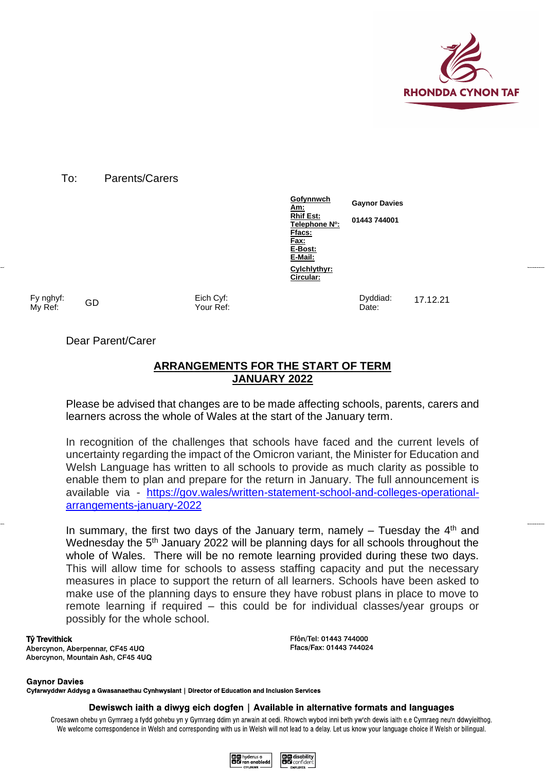RHONDDA CYNON TAF

To: Parents/Carers

| | |
|---|---|
| **Gofynnwch Am:** | **Gaynor Davies** |
| **Rhif Est: Telephone Nº:** | **01443 744001** |
| **Ffacs: Fax:** | |
| **E-Bost: E-Mail:** | |
| **Cylchlythyr: Circular:** | |

| | | | | | |
|---|---|---|---|---|---|
| Fy nghyf: My Ref: | GD | Eich Cyf: Your Ref: | | Dyddiad: Date: | 17.12.21 |

Dear Parent/Carer

## ARRANGEMENTS FOR THE START OF TERM JANUARY 2022

Please be advised that changes are to be made affecting schools, parents, carers and learners across the whole of Wales at the start of the January term.

In recognition of the challenges that schools have faced and the current levels of uncertainty regarding the impact of the Omicron variant, the Minister for Education and Welsh Language has written to all schools to provide as much clarity as possible to enable them to plan and prepare for the return in January. The full announcement is available via - https://gov.wales/written-statement-school-and-colleges-operational-arrangements-january-2022

In summary, the first two days of the January term, namely – Tuesday the 4th and Wednesday the 5th January 2022 will be planning days for all schools throughout the whole of Wales. There will be no remote learning provided during these two days. This will allow time for schools to assess staffing capacity and put the necessary measures in place to support the return of all learners. Schools have been asked to make use of the planning days to ensure they have robust plans in place to move to remote learning if required – this could be for individual classes/year groups or possibly for the whole school.

**Tŷ Trevithick**
Abercynon, Aberpennar, CF45 4UQ
Abercynon, Mountain Ash, CF45 4UQ

Ffôn/Tel: 01443 744000
Ffacs/Fax: 01443 744024

**Gaynor Davies**
Cyfarwyddwr Addysg a Gwasanaethau Cynhwysiant | Director of Education and Inclusion Services

**Dewiswch iaith a diwyg eich dogfen | Available in alternative formats and languages**

Croesawn ohebu yn Gymraeg a fydd gohebu yn y Gymraeg ddim yn arwain at oedi. Rhowch wybod inni beth yw'ch dewis iaith e.e Cymraeg neu'n ddwyieithog.
We welcome correspondence in Welsh and corresponding with us in Welsh will not lead to a delay. Let us know your language choice if Welsh or bilingual.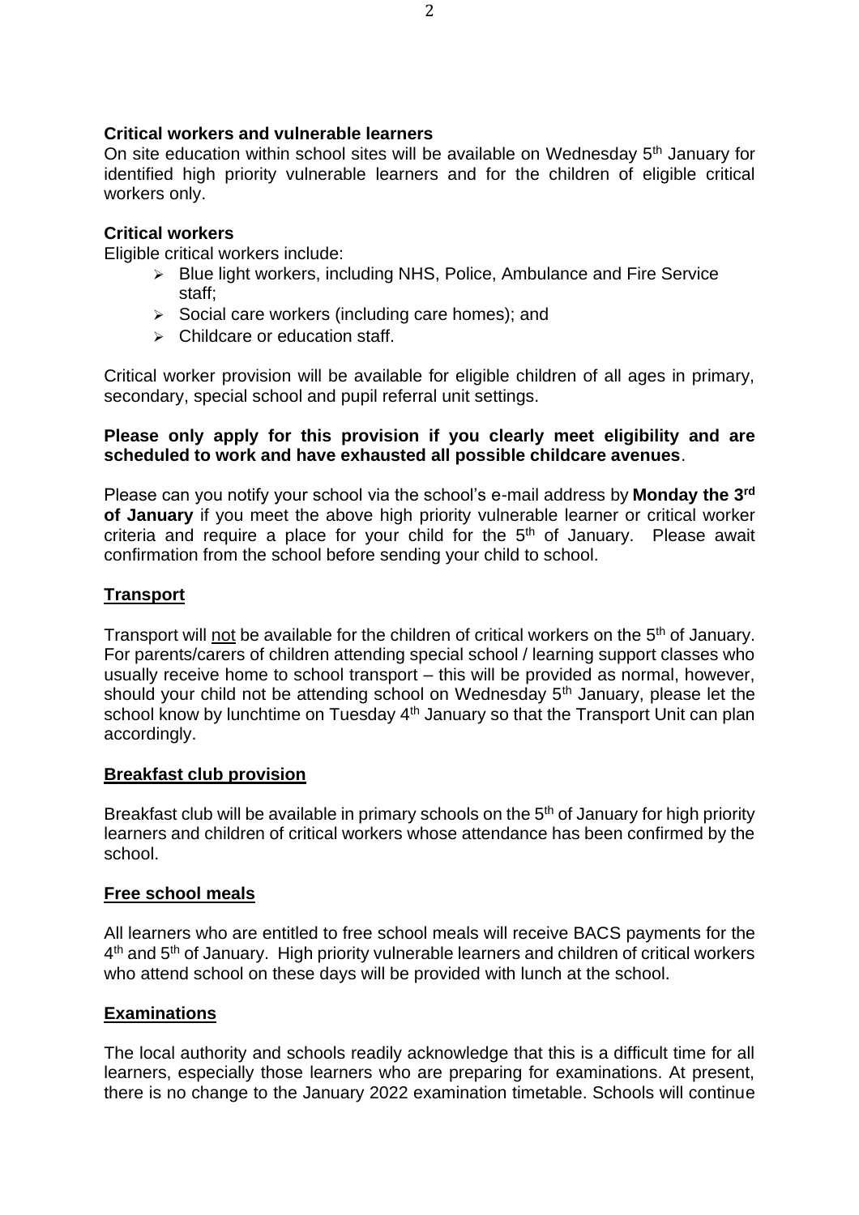**Critical workers and vulnerable learners**

On site education within school sites will be available on Wednesday 5th January for identified high priority vulnerable learners and for the children of eligible critical workers only.

**Critical workers**

Eligible critical workers include:

- Blue light workers, including NHS, Police, Ambulance and Fire Service staff;
- Social care workers (including care homes); and
- Childcare or education staff.

Critical worker provision will be available for eligible children of all ages in primary, secondary, special school and pupil referral unit settings.

**Please only apply for this provision if you clearly meet eligibility and are scheduled to work and have exhausted all possible childcare avenues**.

Please can you notify your school via the school's e-mail address by **Monday the 3rd of January** if you meet the above high priority vulnerable learner or critical worker criteria and require a place for your child for the 5th of January. Please await confirmation from the school before sending your child to school.

## **Transport**

Transport will not be available for the children of critical workers on the 5th of January. For parents/carers of children attending special school / learning support classes who usually receive home to school transport – this will be provided as normal, however, should your child not be attending school on Wednesday 5th January, please let the school know by lunchtime on Tuesday 4th January so that the Transport Unit can plan accordingly.

## **Breakfast club provision**

Breakfast club will be available in primary schools on the 5th of January for high priority learners and children of critical workers whose attendance has been confirmed by the school.

## **Free school meals**

All learners who are entitled to free school meals will receive BACS payments for the 4th and 5th of January. High priority vulnerable learners and children of critical workers who attend school on these days will be provided with lunch at the school.

## **Examinations**

The local authority and schools readily acknowledge that this is a difficult time for all learners, especially those learners who are preparing for examinations. At present, there is no change to the January 2022 examination timetable. Schools will continue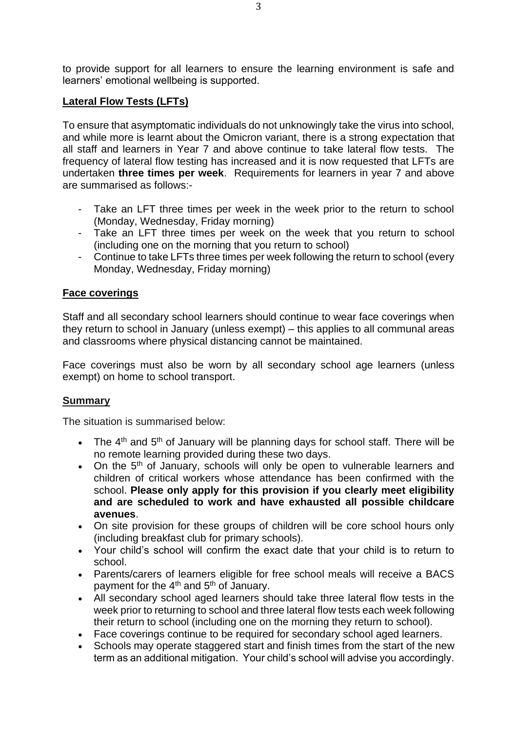to provide support for all learners to ensure the learning environment is safe and learners' emotional wellbeing is supported.

## Lateral Flow Tests (LFTs)

To ensure that asymptomatic individuals do not unknowingly take the virus into school, and while more is learnt about the Omicron variant, there is a strong expectation that all staff and learners in Year 7 and above continue to take lateral flow tests. The frequency of lateral flow testing has increased and it is now requested that LFTs are undertaken **three times per week**. Requirements for learners in year 7 and above are summarised as follows:-

- Take an LFT three times per week in the week prior to the return to school (Monday, Wednesday, Friday morning)
- Take an LFT three times per week on the week that you return to school (including one on the morning that you return to school)
- Continue to take LFTs three times per week following the return to school (every Monday, Wednesday, Friday morning)

## Face coverings

Staff and all secondary school learners should continue to wear face coverings when they return to school in January (unless exempt) – this applies to all communal areas and classrooms where physical distancing cannot be maintained.

Face coverings must also be worn by all secondary school age learners (unless exempt) on home to school transport.

## Summary

The situation is summarised below:

- The 4th and 5th of January will be planning days for school staff. There will be no remote learning provided during these two days.
- On the 5th of January, schools will only be open to vulnerable learners and children of critical workers whose attendance has been confirmed with the school. **Please only apply for this provision if you clearly meet eligibility and are scheduled to work and have exhausted all possible childcare avenues**.
- On site provision for these groups of children will be core school hours only (including breakfast club for primary schools).
- Your child's school will confirm the exact date that your child is to return to school.
- Parents/carers of learners eligible for free school meals will receive a BACS payment for the 4th and 5th of January.
- All secondary school aged learners should take three lateral flow tests in the week prior to returning to school and three lateral flow tests each week following their return to school (including one on the morning they return to school).
- Face coverings continue to be required for secondary school aged learners.
- Schools may operate staggered start and finish times from the start of the new term as an additional mitigation. Your child's school will advise you accordingly.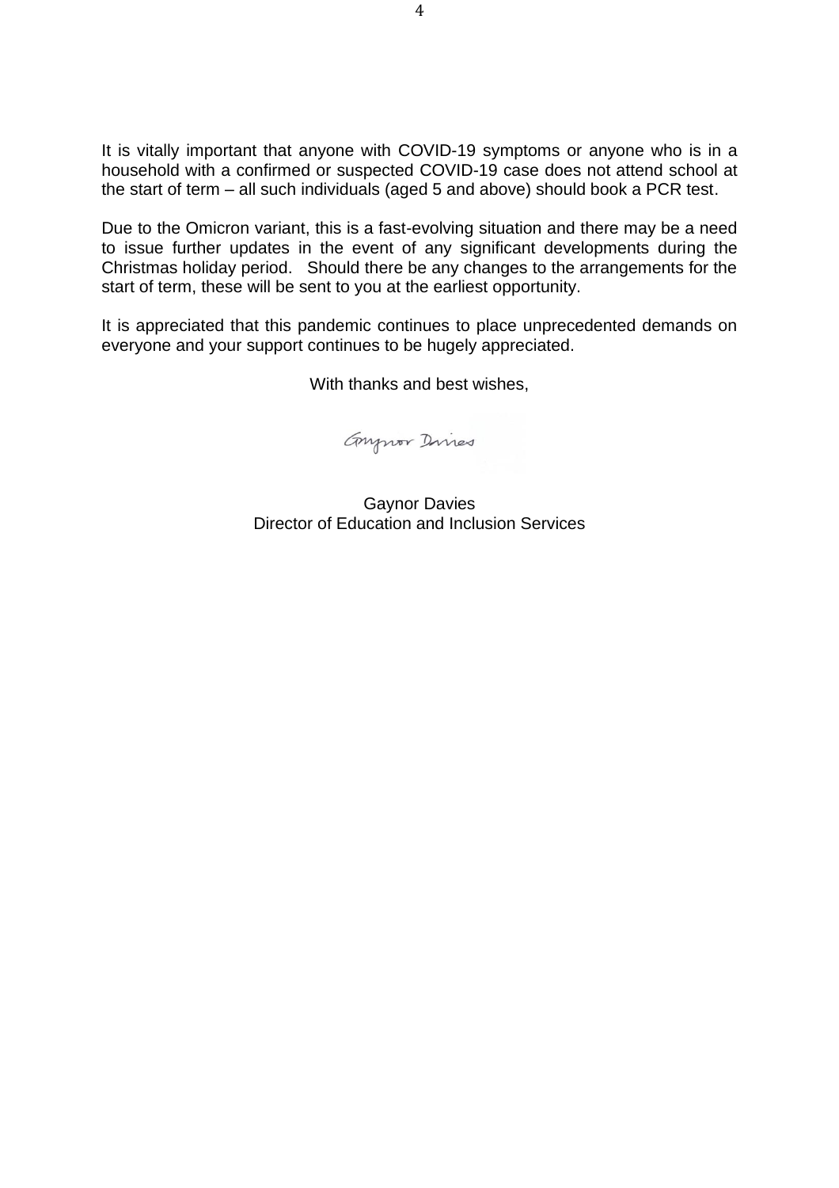It is vitally important that anyone with COVID-19 symptoms or anyone who is in a household with a confirmed or suspected COVID-19 case does not attend school at the start of term – all such individuals (aged 5 and above) should book a PCR test.

Due to the Omicron variant, this is a fast-evolving situation and there may be a need to issue further updates in the event of any significant developments during the Christmas holiday period. Should there be any changes to the arrangements for the start of term, these will be sent to you at the earliest opportunity.

It is appreciated that this pandemic continues to place unprecedented demands on everyone and your support continues to be hugely appreciated.

With thanks and best wishes,

Gaynor Davies

Gaynor Davies
Director of Education and Inclusion Services